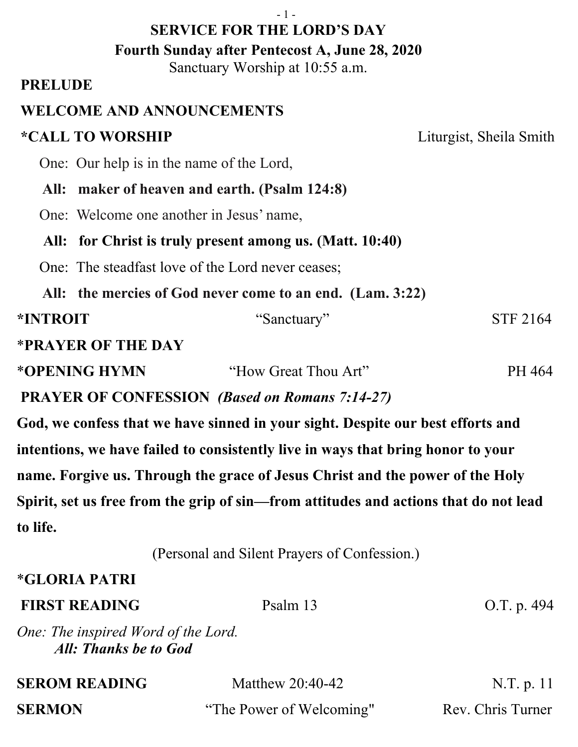# SERVICE FOR THE LORD'S DAY

## Fourth Sunday after Pentecost A, June 28, 2020

Sanctuary Worship at 10:55 a.m.

**PRELUDE**

**WELCOME AND ANNOUNCEMENTS**

**\*CALL TO WORSHIP** Liturgist, Sheila Smith

One: Our help is in the name of the Lord,

**All: maker of heaven and earth. (Psalm 124:8)**

One: Welcome one another in Jesus' name,

**All: for Christ is truly present among us. (Matt. 10:40)**

One: The steadfast love of the Lord never ceases;

**All: the mercies of God never come to an end. (Lam. 3:22)**

**\*INTROIT** "Sanctuary" STF 2164

**\*PRAYER OF THE DAY**

**\*OPENING HYMN** "How Great Thou Art" PH 464

**PRAYER OF CONFESSION** ***(Based on Romans 7:14-27)***

**God, we confess that we have sinned in your sight. Despite our best efforts and intentions, we have failed to consistently live in ways that bring honor to your name. Forgive us. Through the grace of Jesus Christ and the power of the Holy Spirit, set us free from the grip of sin—from attitudes and actions that do not lead to life.**

(Personal and Silent Prayers of Confession.)

**\*GLORIA PATRI**

**FIRST READING** Psalm 13 O.T. p. 494

*One: The inspired Word of the Lord.*

***All: Thanks be to God***

**SEROM READING** Matthew 20:40-42 N.T. p. 11

**SERMON** "The Power of Welcoming" Rev. Chris Turner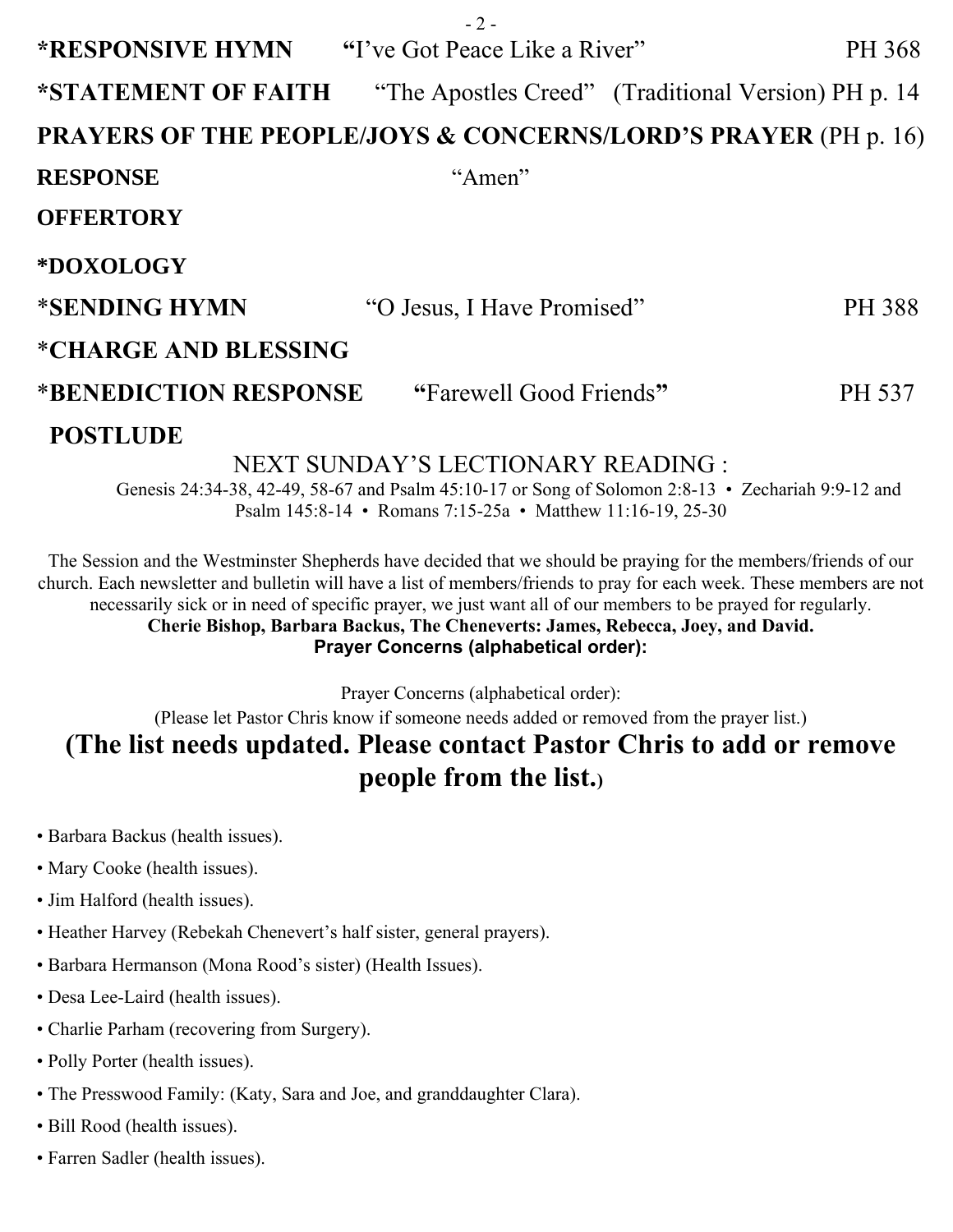**\*RESPONSIVE HYMN** **"**I've Got Peace Like a River" PH 368

**\*STATEMENT OF FAITH** "The Apostles Creed" (Traditional Version) PH p. 14

**PRAYERS OF THE PEOPLE/JOYS & CONCERNS/LORD'S PRAYER** (PH p. 16)

**RESPONSE** "Amen"

**OFFERTORY**

**\*DOXOLOGY**

**\*SENDING HYMN** "O Jesus, I Have Promised" PH 388

**\*CHARGE AND BLESSING**

**\*BENEDICTION RESPONSE** **"**Farewell Good Friends**"** PH 537

**POSTLUDE**

NEXT SUNDAY'S LECTIONARY READING :

Genesis 24:34-38, 42-49, 58-67 and Psalm 45:10-17 or Song of Solomon 2:8-13 • Zechariah 9:9-12 and Psalm 145:8-14 • Romans 7:15-25a • Matthew 11:16-19, 25-30

The Session and the Westminster Shepherds have decided that we should be praying for the members/friends of our church. Each newsletter and bulletin will have a list of members/friends to pray for each week. These members are not necessarily sick or in need of specific prayer, we just want all of our members to be prayed for regularly.

**Cherie Bishop, Barbara Backus, The Cheneverts: James, Rebecca, Joey, and David.**

**Prayer Concerns (alphabetical order):**

Prayer Concerns (alphabetical order):

(Please let Pastor Chris know if someone needs added or removed from the prayer list.)

**(The list needs updated. Please contact Pastor Chris to add or remove people from the list.)**

- Barbara Backus (health issues).
- Mary Cooke (health issues).
- Jim Halford (health issues).
- Heather Harvey (Rebekah Chenevert's half sister, general prayers).
- Barbara Hermanson (Mona Rood's sister) (Health Issues).
- Desa Lee-Laird (health issues).
- Charlie Parham (recovering from Surgery).
- Polly Porter (health issues).
- The Presswood Family: (Katy, Sara and Joe, and granddaughter Clara).
- Bill Rood (health issues).
- Farren Sadler (health issues).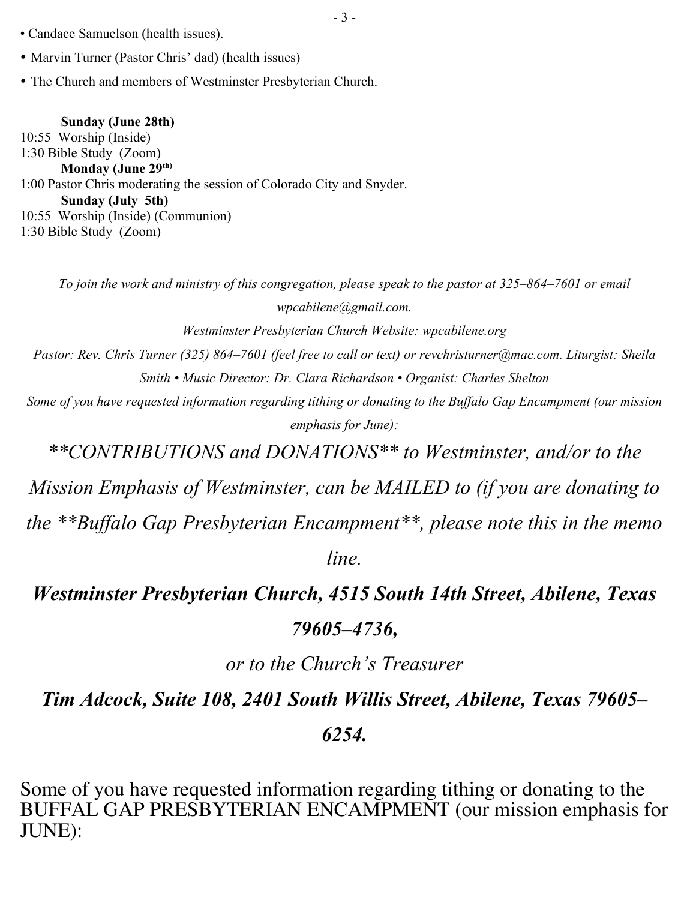- Candace Samuelson (health issues).
- Marvin Turner (Pastor Chris' dad) (health issues)
- The Church and members of Westminster Presbyterian Church.

**Sunday (June 28th)**
10:55 Worship (Inside)
1:30 Bible Study (Zoom)
**Monday (June 29th)**
1:00 Pastor Chris moderating the session of Colorado City and Snyder.
**Sunday (July 5th)**
10:55 Worship (Inside) (Communion)
1:30 Bible Study (Zoom)

*To join the work and ministry of this congregation, please speak to the pastor at 325–864–7601 or email wpcabilene@gmail.com.*

*Westminster Presbyterian Church Website: wpcabilene.org*

*Pastor: Rev. Chris Turner (325) 864–7601 (feel free to call or text) or revchristurner@mac.com. Liturgist: Sheila Smith • Music Director: Dr. Clara Richardson • Organist: Charles Shelton*

*Some of you have requested information regarding tithing or donating to the Buffalo Gap Encampment (our mission emphasis for June):*

*\*\*CONTRIBUTIONS and DONATIONS\*\* to Westminster, and/or to the Mission Emphasis of Westminster, can be MAILED to (if you are donating to the \*\*Buffalo Gap Presbyterian Encampment\*\*, please note this in the memo line.*

***Westminster Presbyterian Church, 4515 South 14th Street, Abilene, Texas 79605–4736,***

*or to the Church's Treasurer*

***Tim Adcock, Suite 108, 2401 South Willis Street, Abilene, Texas 79605–6254.***

Some of you have requested information regarding tithing or donating to the BUFFAL GAP PRESBYTERIAN ENCAMPMENT (our mission emphasis for JUNE):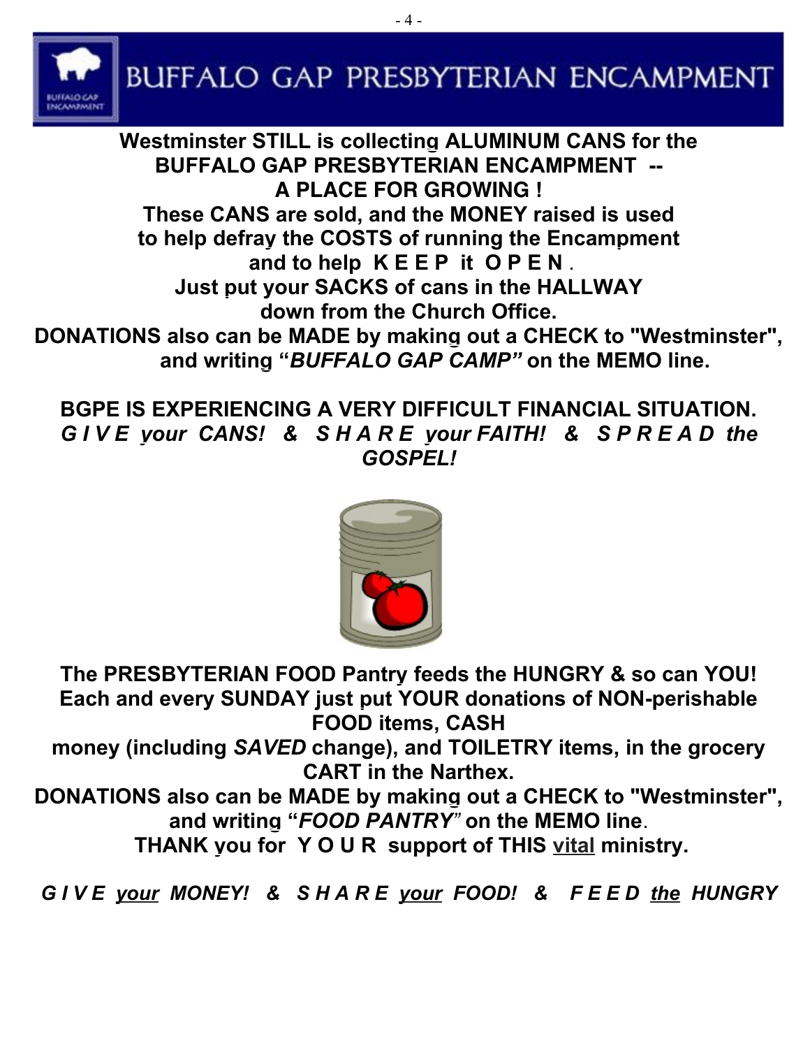# BUFFALO GAP PRESBYTERIAN ENCAMPMENT

**Westminster STILL is collecting ALUMINUM CANS for the BUFFALO GAP PRESBYTERIAN ENCAMPMENT -- A PLACE FOR GROWING !**

**These CANS are sold, and the MONEY raised is used to help defray the COSTS of running the Encampment and to help K E E P it O P E N .**

**Just put your SACKS of cans in the HALLWAY down from the Church Office.**

**DONATIONS also can be MADE by making out a CHECK to "Westminster", and writing "*BUFFALO GAP CAMP*" on the MEMO line.**

**BGPE IS EXPERIENCING A VERY DIFFICULT FINANCIAL SITUATION.**

***G I V E your CANS! & S H A R E your FAITH! & S P R E A D the GOSPEL!***

**The PRESBYTERIAN FOOD Pantry feeds the HUNGRY & so can YOU! Each and every SUNDAY just put YOUR donations of NON-perishable FOOD items, CASH money (including *SAVED* change), and TOILETRY items, in the grocery CART in the Narthex.**

**DONATIONS also can be MADE by making out a CHECK to "Westminster", and writing "*FOOD PANTRY*" on the MEMO line.**

**THANK you for Y O U R support of THIS vital ministry.**

***G I V E your MONEY! & S H A R E your FOOD! & F E E D the HUNGRY***